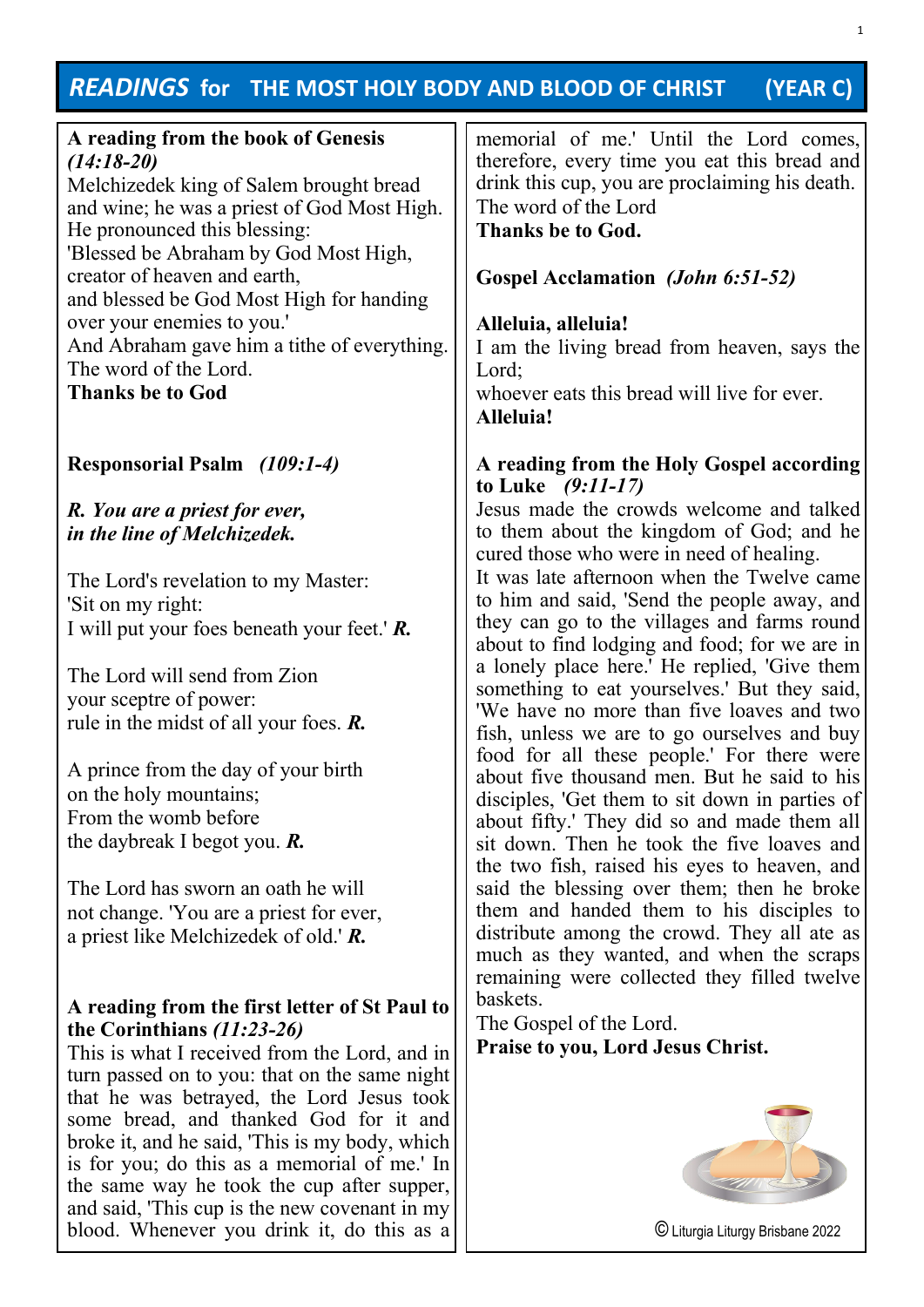# *READINGS* for THE MOST HOLY BODY AND BLOOD OF CHRIST (YEAR C)

**A reading from the book of Genesis** ***(14:18-20)***

Melchizedek king of Salem brought bread and wine; he was a priest of God Most High. He pronounced this blessing:
'Blessed be Abraham by God Most High, creator of heaven and earth,
and blessed be God Most High for handing over your enemies to you.'
And Abraham gave him a tithe of everything.
The word of the Lord.
**Thanks be to God**

**Responsorial Psalm** ***(109:1-4)***

***R. You are a priest for ever,***
***in the line of Melchizedek.***

The Lord's revelation to my Master:
'Sit on my right:
I will put your foes beneath your feet.' ***R.***

The Lord will send from Zion
your sceptre of power:
rule in the midst of all your foes. ***R.***

A prince from the day of your birth
on the holy mountains;
From the womb before
the daybreak I begot you. ***R.***

The Lord has sworn an oath he will
not change. 'You are a priest for ever,
a priest like Melchizedek of old.' ***R.***

**A reading from the first letter of St Paul to the Corinthians** ***(11:23-26)***

This is what I received from the Lord, and in turn passed on to you: that on the same night that he was betrayed, the Lord Jesus took some bread, and thanked God for it and broke it, and he said, 'This is my body, which is for you; do this as a memorial of me.' In the same way he took the cup after supper, and said, 'This cup is the new covenant in my blood. Whenever you drink it, do this as a memorial of me.' Until the Lord comes, therefore, every time you eat this bread and drink this cup, you are proclaiming his death.
The word of the Lord
**Thanks be to God.**

**Gospel Acclamation** ***(John 6:51-52)***

**Alleluia, alleluia!**
I am the living bread from heaven, says the Lord;
whoever eats this bread will live for ever.
**Alleluia!**

**A reading from the Holy Gospel according to Luke** ***(9:11-17)***

Jesus made the crowds welcome and talked to them about the kingdom of God; and he cured those who were in need of healing.
It was late afternoon when the Twelve came to him and said, 'Send the people away, and they can go to the villages and farms round about to find lodging and food; for we are in a lonely place here.' He replied, 'Give them something to eat yourselves.' But they said, 'We have no more than five loaves and two fish, unless we are to go ourselves and buy food for all these people.' For there were about five thousand men. But he said to his disciples, 'Get them to sit down in parties of about fifty.' They did so and made them all sit down. Then he took the five loaves and the two fish, raised his eyes to heaven, and said the blessing over them; then he broke them and handed them to his disciples to distribute among the crowd. They all ate as much as they wanted, and when the scraps remaining were collected they filled twelve baskets.
The Gospel of the Lord.
**Praise to you, Lord Jesus Christ.**

© Liturgia Liturgy Brisbane 2022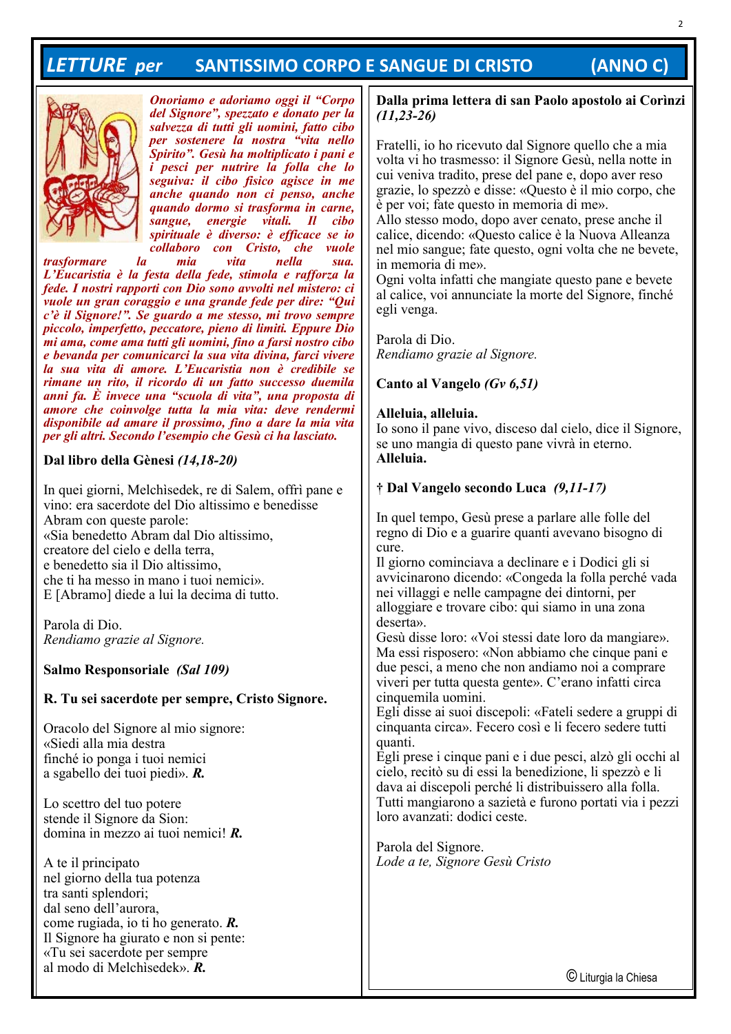# LETTURE per SANTISSIMO CORPO E SANGUE DI CRISTO (ANNO C)

***Onoriamo e adoriamo oggi il "Corpo del Signore", spezzato e donato per la salvezza di tutti gli uomini, fatto cibo per sostenere la nostra "vita nello Spirito". Gesù ha moltiplicato i pani e i pesci per nutrire la folla che lo seguiva: il cibo fisico agisce in me anche quando non ci penso, anche quando dormo si trasforma in carne, sangue, energie vitali. Il cibo spirituale è diverso: è efficace se io collaboro con Cristo, che vuole trasformare la mia vita nella sua. L'Eucaristia è la festa della fede, stimola e rafforza la fede. I nostri rapporti con Dio sono avvolti nel mistero: ci vuole un gran coraggio e una grande fede per dire: "Qui c'è il Signore!". Se guardo a me stesso, mi trovo sempre piccolo, imperfetto, peccatore, pieno di limiti. Eppure Dio mi ama, come ama tutti gli uomini, fino a farsi nostro cibo e bevanda per comunicarci la sua vita divina, farci vivere la sua vita di amore. L'Eucaristia non è credibile se rimane un rito, il ricordo di un fatto successo duemila anni fa. È invece una "scuola di vita", una proposta di amore che coinvolge tutta la mia vita: deve rendermi disponibile ad amare il prossimo, fino a dare la mia vita per gli altri. Secondo l'esempio che Gesù ci ha lasciato.***

**Dal libro della Gènesi** ***(14,18-20)***

In quei giorni, Melchìsedek, re di Salem, offrì pane e vino: era sacerdote del Dio altissimo e benedisse Abram con queste parole:
«Sia benedetto Abram dal Dio altissimo,
creatore del cielo e della terra,
e benedetto sia il Dio altissimo,
che ti ha messo in mano i tuoi nemici».
E [Abramo] diede a lui la decima di tutto.

Parola di Dio.
*Rendiamo grazie al Signore.*

**Salmo Responsoriale** ***(Sal 109)***

**R. Tu sei sacerdote per sempre, Cristo Signore.**

Oracolo del Signore al mio signore:
«Siedi alla mia destra
finché io ponga i tuoi nemici
a sgabello dei tuoi piedi». ***R.***

Lo scettro del tuo potere
stende il Signore da Sion:
domina in mezzo ai tuoi nemici! ***R.***

A te il principato
nel giorno della tua potenza
tra santi splendori;
dal seno dell'aurora,
come rugiada, io ti ho generato. ***R.***
Il Signore ha giurato e non si pente:
«Tu sei sacerdote per sempre
al modo di Melchìsedek». ***R.***

**Dalla prima lettera di san Paolo apostolo ai Corìnzi** ***(11,23-26)***

Fratelli, io ho ricevuto dal Signore quello che a mia volta vi ho trasmesso: il Signore Gesù, nella notte in cui veniva tradito, prese del pane e, dopo aver reso grazie, lo spezzò e disse: «Questo è il mio corpo, che è per voi; fate questo in memoria di me».
Allo stesso modo, dopo aver cenato, prese anche il calice, dicendo: «Questo calice è la Nuova Alleanza nel mio sangue; fate questo, ogni volta che ne bevete, in memoria di me».
Ogni volta infatti che mangiate questo pane e bevete al calice, voi annunciate la morte del Signore, finché egli venga.

Parola di Dio.
*Rendiamo grazie al Signore.*

**Canto al Vangelo** ***(Gv 6,51)***

**Alleluia, alleluia.**
Io sono il pane vivo, disceso dal cielo, dice il Signore, se uno mangia di questo pane vivrà in eterno.
**Alleluia.**

**† Dal Vangelo secondo Luca** ***(9,11-17)***

In quel tempo, Gesù prese a parlare alle folle del regno di Dio e a guarire quanti avevano bisogno di cure.
Il giorno cominciava a declinare e i Dodici gli si avvicinarono dicendo: «Congeda la folla perché vada nei villaggi e nelle campagne dei dintorni, per alloggiare e trovare cibo: qui siamo in una zona deserta».
Gesù disse loro: «Voi stessi date loro da mangiare». Ma essi risposero: «Non abbiamo che cinque pani e due pesci, a meno che non andiamo noi a comprare viveri per tutta questa gente». C'erano infatti circa cinquemila uomini.
Egli disse ai suoi discepoli: «Fateli sedere a gruppi di cinquanta circa». Fecero così e li fecero sedere tutti quanti.
Egli prese i cinque pani e i due pesci, alzò gli occhi al cielo, recitò su di essi la benedizione, li spezzò e li dava ai discepoli perché li distribuissero alla folla. Tutti mangiarono a sazietà e furono portati via i pezzi loro avanzati: dodici ceste.

Parola del Signore.
*Lode a te, Signore Gesù Cristo*

© Liturgia la Chiesa